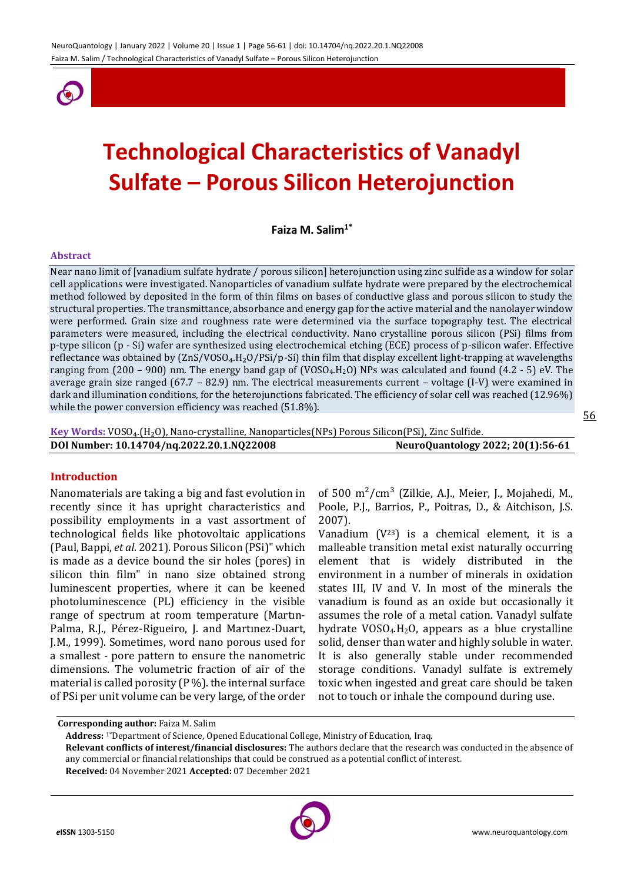# Technological Characteristics of Vanadyl Sulfate – Porous Silicon Heterojunction

**Faiza M. Salim[1*]**

### Abstract

Near nano limit of [vanadium sulfate hydrate / porous silicon] heterojunction using zinc sulfide as a window for solar cell applications were investigated. Nanoparticles of vanadium sulfate hydrate were prepared by the electrochemical method followed by deposited in the form of thin films on bases of conductive glass and porous silicon to study the structural properties. The transmittance, absorbance and energy gap for the active material and the nanolayer window were performed. Grain size and roughness rate were determined via the surface topography test. The electrical parameters were measured, including the electrical conductivity. Nano crystalline porous silicon (PSi) films from p-type silicon (p - Si) wafer are synthesized using electrochemical etching (ECE) process of p-silicon wafer. Effective reflectance was obtained by ($ZnS/VOSO_4.H_2O$/PSi/p-Si) thin film that display excellent light-trapping at wavelengths ranging from (200 – 900) nm. The energy band gap of ($VOSO_4.H_2O$) NPs was calculated and found (4.2 - 5) eV. The average grain size ranged (67.7 – 82.9) nm. The electrical measurements current – voltage (I-V) were examined in dark and illumination conditions, for the heterojunctions fabricated. The efficiency of solar cell was reached (12.96%) while the power conversion efficiency was reached (51.8%).

**Key Words:** $VOSO_4.(H_2O)$, Nano-crystalline, Nanoparticles(NPs) Porous Silicon(PSi), Zinc Sulfide.

**DOI Number: 10.14704/nq.2022.20.1.NQ22008** **NeuroQuantology 2022; 20(1):56-61**

## Introduction

Nanomaterials are taking a big and fast evolution in recently since it has upright characteristics and possibility employments in a vast assortment of technological fields like photovoltaic applications (Paul, Bappi, *et al.* 2021). Porous Silicon (PSi)" which is made as a device bound the sir holes (pores) in silicon thin film" in nano size obtained strong luminescent properties, where it can be keened photoluminescence (PL) efficiency in the visible range of spectrum at room temperature (Martın-Palma, R.J., Pérez-Rigueiro, J. and Martınez-Duart, J.M., 1999). Sometimes, word nano porous used for a smallest - pore pattern to ensure the nanometric dimensions. The volumetric fraction of air of the material is called porosity (P %). the internal surface of PSi per unit volume can be very large, of the order of 500 $m^2/cm^3$ (Zilkie, A.J., Meier, J., Mojahedi, M., Poole, P.J., Barrios, P., Poitras, D., & Aitchison, J.S. 2007).

Vanadium ($V^{23}$) is a chemical element, it is a malleable transition metal exist naturally occurring element that is widely distributed in the environment in a number of minerals in oxidation states III, IV and V. In most of the minerals the vanadium is found as an oxide but occasionally it assumes the role of a metal cation. Vanadyl sulfate hydrate $VOSO_4.H_2O$, appears as a blue crystalline solid, denser than water and highly soluble in water. It is also generally stable under recommended storage conditions. Vanadyl sulfate is extremely toxic when ingested and great care should be taken not to touch or inhale the compound during use.

---

**Corresponding author:** Faiza M. Salim

**Address:** [1*]Department of Science, Opened Educational College, Ministry of Education, Iraq.

**Relevant conflicts of interest/financial disclosures:** The authors declare that the research was conducted in the absence of any commercial or financial relationships that could be construed as a potential conflict of interest.

**Received:** 04 November 2021 **Accepted:** 07 December 2021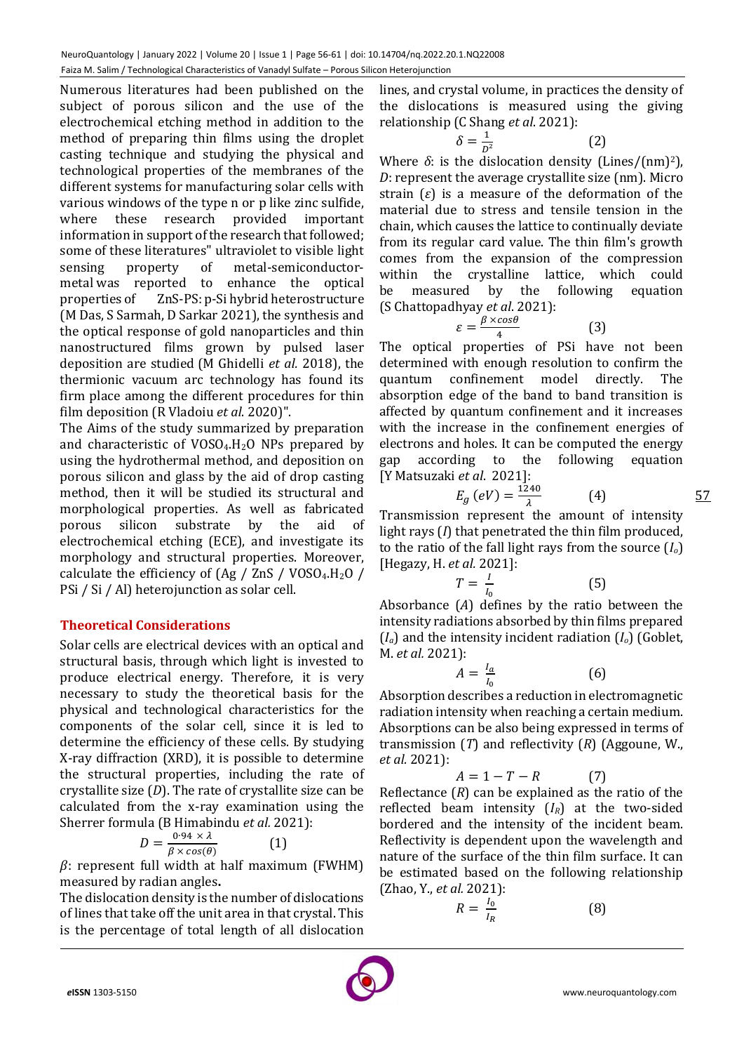Numerous literatures had been published on the subject of porous silicon and the use of the electrochemical etching method in addition to the method of preparing thin films using the droplet casting technique and studying the physical and technological properties of the membranes of the different systems for manufacturing solar cells with various windows of the type n or p like zinc sulfide, where these research provided important information in support of the research that followed; some of these literatures" ultraviolet to visible light sensing property of metal-semiconductor-metal was reported to enhance the optical properties of ZnS-PS: p-Si hybrid heterostructure (M Das, S Sarmah, D Sarkar 2021), the synthesis and the optical response of gold nanoparticles and thin nanostructured films grown by pulsed laser deposition are studied (M Ghidelli *et al.* 2018), the thermionic vacuum arc technology has found its firm place among the different procedures for thin film deposition (R Vladoiu *et al.* 2020)".

The Aims of the study summarized by preparation and characteristic of $VOSO_4.H_2O$ NPs prepared by using the hydrothermal method, and deposition on porous silicon and glass by the aid of drop casting method, then it will be studied its structural and morphological properties. As well as fabricated porous silicon substrate by the aid of electrochemical etching (ECE), and investigate its morphology and structural properties. Moreover, calculate the efficiency of (Ag / ZnS / $VOSO_4.H_2O$ / PSi / Si / Al) heterojunction as solar cell.

## Theoretical Considerations

Solar cells are electrical devices with an optical and structural basis, through which light is invested to produce electrical energy. Therefore, it is very necessary to study the theoretical basis for the physical and technological characteristics for the components of the solar cell, since it is led to determine the efficiency of these cells. By studying X-ray diffraction (XRD), it is possible to determine the structural properties, including the rate of crystallite size ($D$). The rate of crystallite size can be calculated from the x-ray examination using the Sherrer formula (B Himabindu *et al.* 2021):

$$D = \frac{0.94 \times \lambda}{\beta \times cos(\theta)} \qquad (1)$$

$\beta$: represent full width at half maximum (FWHM) measured by radian angles**.**

The dislocation density is the number of dislocations of lines that take off the unit area in that crystal. This is the percentage of total length of all dislocation lines, and crystal volume, in practices the density of the dislocations is measured using the giving relationship (C Shang *et al.* 2021):

$$\delta = \frac{1}{D^2} \qquad (2)$$

Where $\delta$: is the dislocation density (Lines/(nm)$^2$), $D$: represent the average crystallite size (nm). Micro strain ($\varepsilon$) is a measure of the deformation of the material due to stress and tensile tension in the chain, which causes the lattice to continually deviate from its regular card value. The thin film's growth comes from the expansion of the compression within the crystalline lattice, which could be measured by the following equation (S Chattopadhyay *et al.* 2021):

$$\varepsilon = \frac{\beta \times cos\theta}{4} \qquad (3)$$

The optical properties of PSi have not been determined with enough resolution to confirm the quantum confinement model directly. The absorption edge of the band to band transition is affected by quantum confinement and it increases with the increase in the confinement energies of electrons and holes. It can be computed the energy gap according to the following equation [Y Matsuzaki *et al*. 2021]:

$$E_g\,(eV) = \frac{1240}{\lambda} \qquad (4)$$

Transmission represent the amount of intensity light rays ($I$) that penetrated the thin film produced, to the ratio of the fall light rays from the source ($I_o$) [Hegazy, H. *et al.* 2021]:

$$T = \frac{I}{I_0} \qquad (5)$$

Absorbance ($A$) defines by the ratio between the intensity radiations absorbed by thin films prepared ($I_a$) and the intensity incident radiation ($I_o$) (Goblet, M. *et al.* 2021):

$$A = \frac{I_a}{I_0} \qquad (6)$$

Absorption describes a reduction in electromagnetic radiation intensity when reaching a certain medium. Absorptions can be also being expressed in terms of transmission ($T$) and reflectivity ($R$) (Aggoune, W., *et al.* 2021):

$$A = 1 - T - R \qquad (7)$$

Reflectance ($R$) can be explained as the ratio of the reflected beam intensity ($I_R$) at the two-sided bordered and the intensity of the incident beam. Reflectivity is dependent upon the wavelength and nature of the surface of the thin film surface. It can be estimated based on the following relationship (Zhao, Y., *et al.* 2021):

$$R = \frac{I_0}{I_R} \qquad (8)$$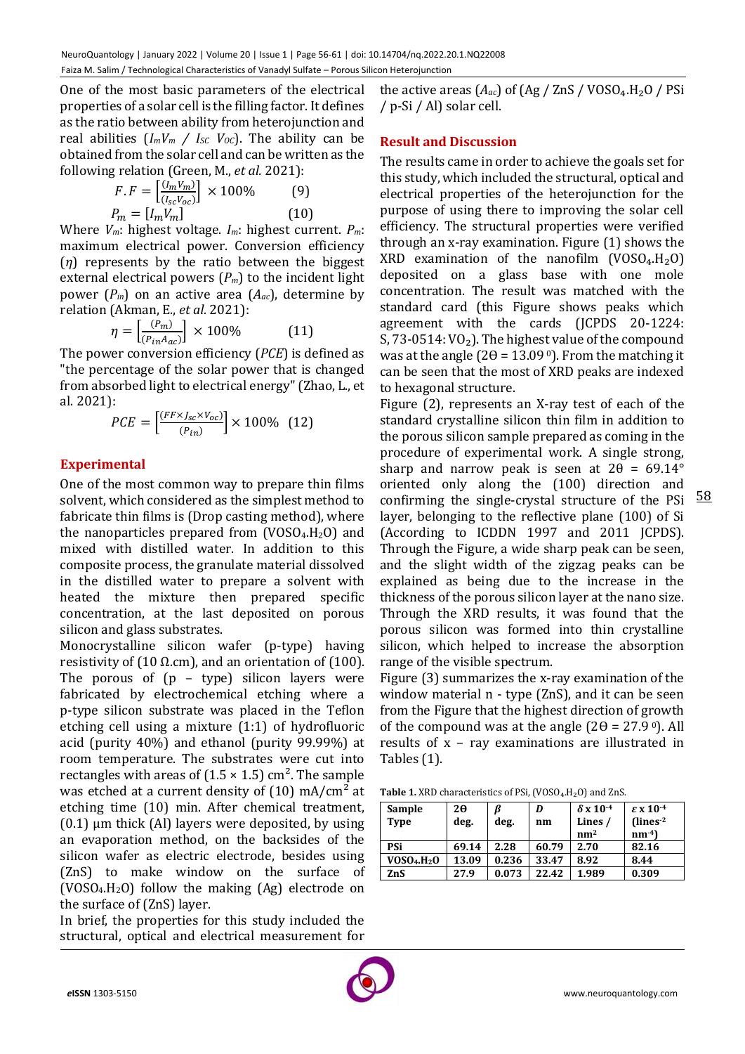One of the most basic parameters of the electrical properties of a solar cell is the filling factor. It defines as the ratio between ability from heterojunction and real abilities ($I_m V_m$ / $I_{SC}$ $V_{OC}$). The ability can be obtained from the solar cell and can be written as the following relation (Green, M., *et al.* 2021):

$$F.F = \left[\frac{(I_m V_m)}{(I_{sc} V_{oc})}\right] \times 100\% \qquad (9)$$

$$P_m = [I_m V_m] \qquad (10)$$

Where $V_m$: highest voltage. $I_m$: highest current. $P_m$: maximum electrical power. Conversion efficiency ($\eta$) represents by the ratio between the biggest external electrical powers ($P_m$) to the incident light power ($P_{in}$) on an active area ($A_{ac}$), determine by relation (Akman, E., *et al.* 2021):

$$\eta = \left[\frac{(P_m)}{(P_{in} A_{ac})}\right] \times 100\% \qquad (11)$$

The power conversion efficiency (*PCE*) is defined as "the percentage of the solar power that is changed from absorbed light to electrical energy" (Zhao, L., et al. 2021):

$$PCE = \left[\frac{(FF \times J_{sc} \times V_{oc})}{(P_{in})}\right] \times 100\% \quad (12)$$

## Experimental

One of the most common way to prepare thin films solvent, which considered as the simplest method to fabricate thin films is (Drop casting method), where the nanoparticles prepared from ($VOSO_4.H_2O$) and mixed with distilled water. In addition to this composite process, the granulate material dissolved in the distilled water to prepare a solvent with heated the mixture then prepared specific concentration, at the last deposited on porous silicon and glass substrates.

Monocrystalline silicon wafer (p-type) having resistivity of (10 Ω.cm), and an orientation of (100). The porous of (p – type) silicon layers were fabricated by electrochemical etching where a p-type silicon substrate was placed in the Teflon etching cell using a mixture (1:1) of hydrofluoric acid (purity 40%) and ethanol (purity 99.99%) at room temperature. The substrates were cut into rectangles with areas of $(1.5 \times 1.5)\ cm^2$. The sample was etched at a current density of $(10)\ mA/cm^2$ at etching time (10) min. After chemical treatment, (0.1) μm thick (Al) layers were deposited, by using an evaporation method, on the backsides of the silicon wafer as electric electrode, besides using (ZnS) to make window on the surface of ($VOSO_4.H_2O$) follow the making (Ag) electrode on the surface of (ZnS) layer.

In brief, the properties for this study included the structural, optical and electrical measurement for the active areas ($A_{ac}$) of (Ag / ZnS / $VOSO_4.H_2O$ / PSi / p-Si / Al) solar cell.

## Result and Discussion

The results came in order to achieve the goals set for this study, which included the structural, optical and electrical properties of the heterojunction for the purpose of using there to improving the solar cell efficiency. The structural properties were verified through an x-ray examination. Figure (1) shows the XRD examination of the nanofilm ($VOSO_4.H_2O$) deposited on a glass base with one mole concentration. The result was matched with the standard card (this Figure shows peaks which agreement with the cards (JCPDS 20-1224: S, 73-0514: $VO_2$). The highest value of the compound was at the angle ($2\theta = 13.09^0$). From the matching it can be seen that the most of XRD peaks are indexed to hexagonal structure.

Figure (2), represents an X-ray test of each of the standard crystalline silicon thin film in addition to the porous silicon sample prepared as coming in the procedure of experimental work. A single strong, sharp and narrow peak is seen at $2\theta = 69.14°$ oriented only along the (100) direction and confirming the single-crystal structure of the PSi layer, belonging to the reflective plane (100) of Si (According to ICDDN 1997 and 2011 JCPDS). Through the Figure, a wide sharp peak can be seen, and the slight width of the zigzag peaks can be explained as being due to the increase in the thickness of the porous silicon layer at the nano size. Through the XRD results, it was found that the porous silicon was formed into thin crystalline silicon, which helped to increase the absorption range of the visible spectrum.

Figure (3) summarizes the x-ray examination of the window material n - type (ZnS), and it can be seen from the Figure that the highest direction of growth of the compound was at the angle ($2\theta = 27.9^0$). All results of x – ray examinations are illustrated in Tables (1).

**Table 1.** XRD characteristics of PSi, ($VOSO_4.H_2O$) and ZnS.

| Sample Type | 2θ deg. | β deg. | D nm | $\delta \times 10^{-4}$ Lines / $nm^2$ | $\varepsilon \times 10^{-4}$ ($lines^{-2}$ $nm^{-4}$) |
|---|---|---|---|---|---|
| PSi | 69.14 | 2.28 | 60.79 | 2.70 | 82.16 |
| $VOSO_4.H_2O$ | 13.09 | 0.236 | 33.47 | 8.92 | 8.44 |
| ZnS | 27.9 | 0.073 | 22.42 | 1.989 | 0.309 |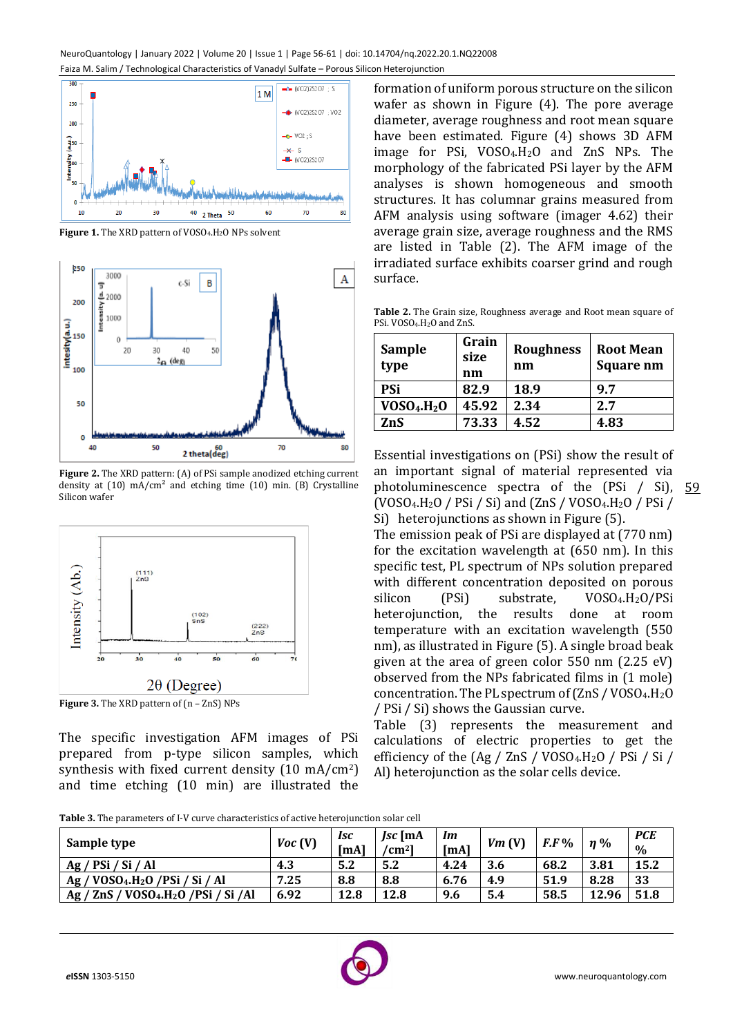Figure 1. The XRD pattern of $VOSO_4.H_2O$ NPs solvent

Figure 2. The XRD pattern: (A) of PSi sample anodized etching current density at (10) $mA/cm^2$ and etching time (10) min. (B) Crystalline Silicon wafer

Figure 3. The XRD pattern of (n – ZnS) NPs

The specific investigation AFM images of PSi prepared from p-type silicon samples, which synthesis with fixed current density (10 $mA/cm^2$) and time etching (10 min) are illustrated the formation of uniform porous structure on the silicon wafer as shown in Figure (4). The pore average diameter, average roughness and root mean square have been estimated. Figure (4) shows 3D AFM image for PSi, $VOSO_4.H_2O$ and ZnS NPs. The morphology of the fabricated PSi layer by the AFM analyses is shown homogeneous and smooth structures. It has columnar grains measured from AFM analysis using software (imager 4.62) their average grain size, average roughness and the RMS are listed in Table (2). The AFM image of the irradiated surface exhibits coarser grind and rough surface.

Table 2. The Grain size, Roughness average and Root mean square of PSi. $VOSO_4.H_2O$ and ZnS.

| Sample type | Grain size nm | Roughness nm | Root Mean Square nm |
|---|---|---|---|
| PSi | 82.9 | 18.9 | 9.7 |
| $VOSO_4.H_2O$ | 45.92 | 2.34 | 2.7 |
| ZnS | 73.33 | 4.52 | 4.83 |

Essential investigations on (PSi) show the result of an important signal of material represented via photoluminescence spectra of the (PSi / Si), ($VOSO_4.H_2O$ / PSi / Si) and (ZnS / $VOSO_4.H_2O$ / PSi / Si) heterojunctions as shown in Figure (5).

The emission peak of PSi are displayed at (770 nm) for the excitation wavelength at (650 nm). In this specific test, PL spectrum of NPs solution prepared with different concentration deposited on porous silicon (PSi) substrate, $VOSO_4.H_2O$/PSi heterojunction, the results done at room temperature with an excitation wavelength (550 nm), as illustrated in Figure (5). A single broad beak given at the area of green color 550 nm (2.25 eV) observed from the NPs fabricated films in (1 mole) concentration. The PL spectrum of (ZnS / $VOSO_4.H_2O$ / PSi / Si) shows the Gaussian curve.

Table (3) represents the measurement and calculations of electric properties to get the efficiency of the (Ag / ZnS / $VOSO_4.H_2O$ / PSi / Si / Al) heterojunction as the solar cells device.

Table 3. The parameters of I-V curve characteristics of active heterojunction solar cell

| Sample type | Voc (V) | Isc [mA] | Jsc [mA /cm²] | Im [mA] | Vm (V) | F.F % | η % | PCE % |
|---|---|---|---|---|---|---|---|---|
| Ag / PSi / Si / Al | 4.3 | 5.2 | 5.2 | 4.24 | 3.6 | 68.2 | 3.81 | 15.2 |
| Ag / $VOSO_4.H_2O$ /PSi / Si / Al | 7.25 | 8.8 | 8.8 | 6.76 | 4.9 | 51.9 | 8.28 | 33 |
| Ag / ZnS / $VOSO_4.H_2O$ /PSi / Si /Al | 6.92 | 12.8 | 12.8 | 9.6 | 5.4 | 58.5 | 12.96 | 51.8 |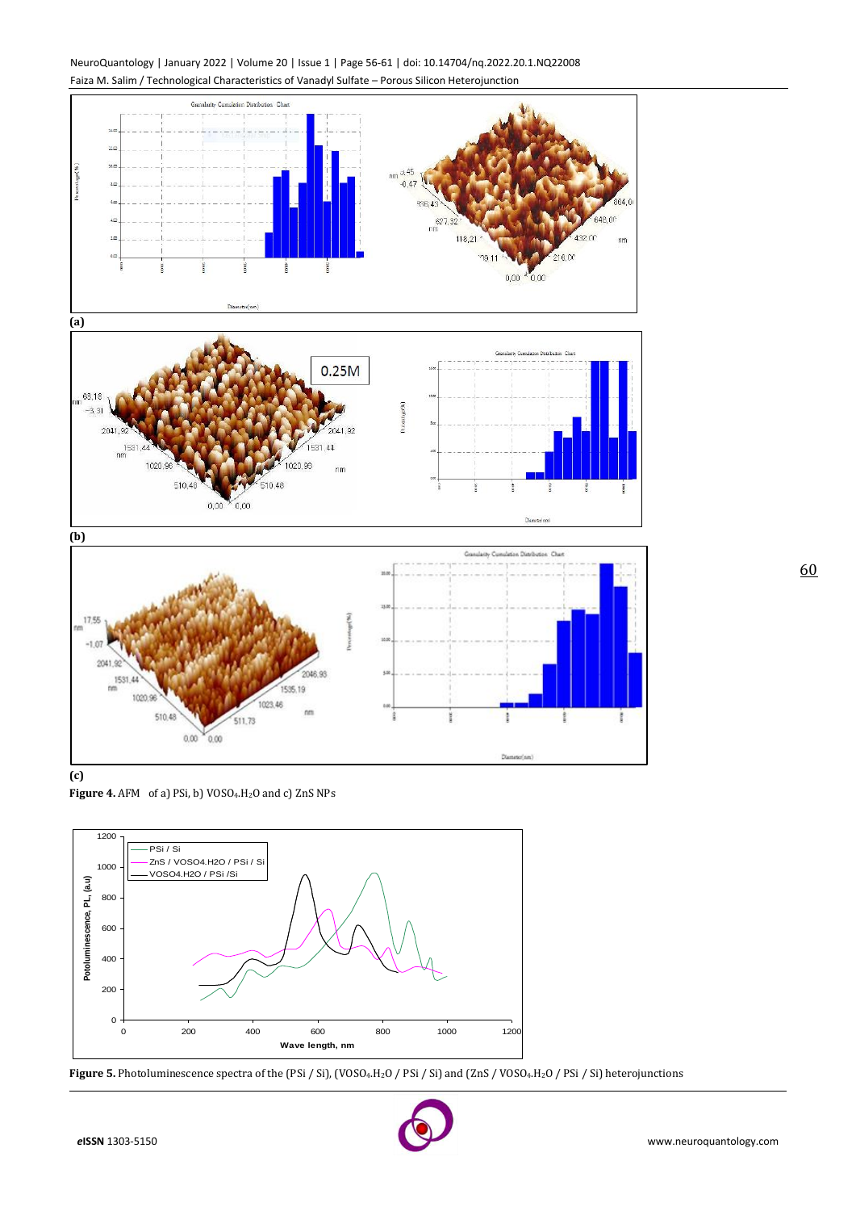(a)

(b)

(c)

**Figure 4.** AFM of a) PSi, b) $VOSO_4.H_2O$ and c) ZnS NPs

**Figure 5.** Photoluminescence spectra of the (PSi / Si), ($VOSO_4.H_2O$ / PSi / Si) and (ZnS / $VOSO_4.H_2O$ / PSi / Si) heterojunctions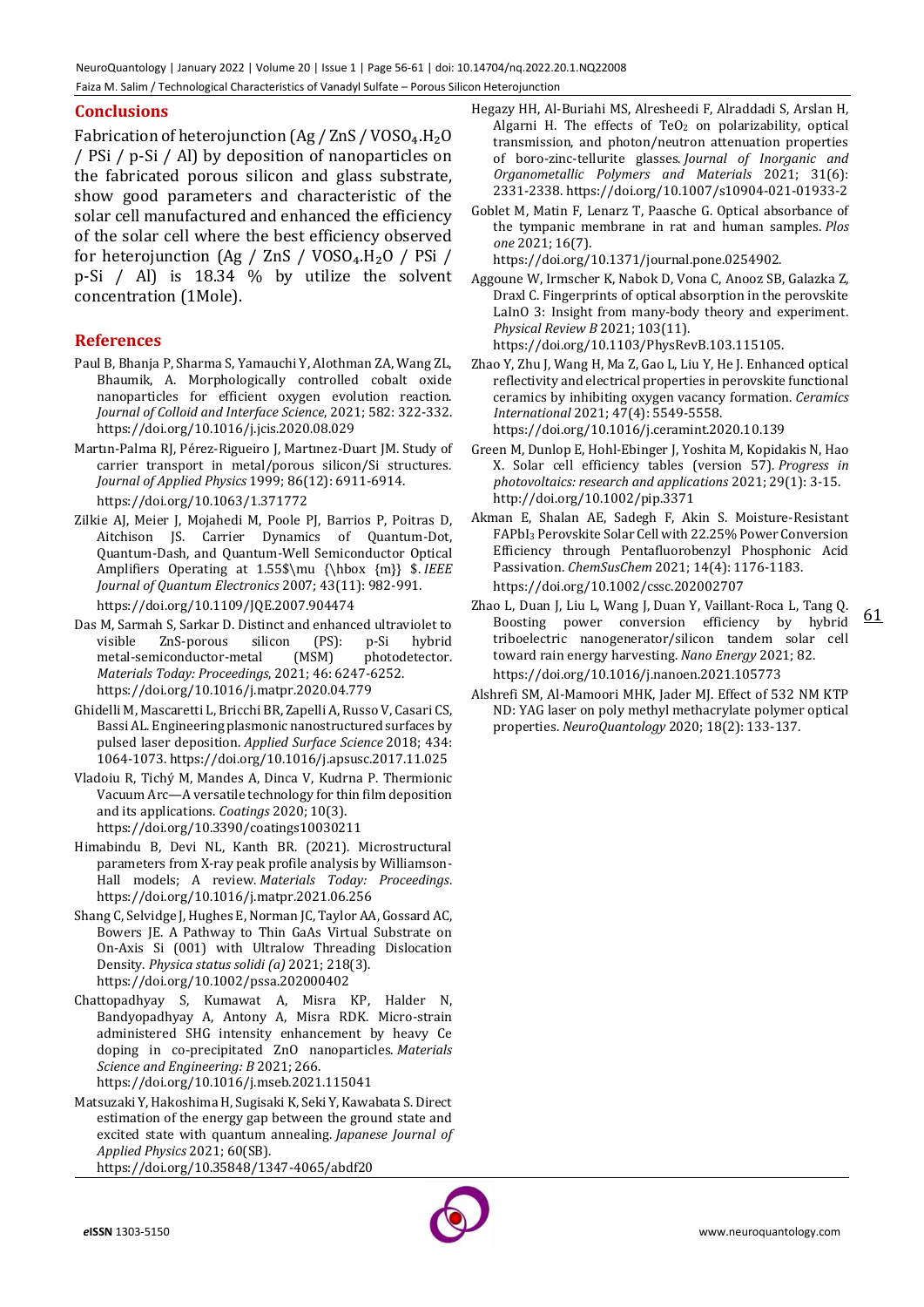## Conclusions

Fabrication of heterojunction (Ag / ZnS / $VOSO_4.H_2O$ / PSi / p-Si / Al) by deposition of nanoparticles on the fabricated porous silicon and glass substrate, show good parameters and characteristic of the solar cell manufactured and enhanced the efficiency of the solar cell where the best efficiency observed for heterojunction (Ag / ZnS / $VOSO_4.H_2O$ / PSi / p-Si / Al) is 18.34 % by utilize the solvent concentration (1Mole).

## References

Paul B, Bhanja P, Sharma S, Yamauchi Y, Alothman ZA, Wang ZL, Bhaumik, A. Morphologically controlled cobalt oxide nanoparticles for efficient oxygen evolution reaction. *Journal of Colloid and Interface Science*, 2021; 582: 322-332. https://doi.org/10.1016/j.jcis.2020.08.029

Martın-Palma RJ, Pérez-Rigueiro J, Martınez-Duart JM. Study of carrier transport in metal/porous silicon/Si structures. *Journal of Applied Physics* 1999; 86(12): 6911-6914. https://doi.org/10.1063/1.371772

Zilkie AJ, Meier J, Mojahedi M, Poole PJ, Barrios P, Poitras D, Aitchison JS. Carrier Dynamics of Quantum-Dot, Quantum-Dash, and Quantum-Well Semiconductor Optical Amplifiers Operating at 1.55$\mu {\hbox {m}} $. *IEEE Journal of Quantum Electronics* 2007; 43(11): 982-991. https://doi.org/10.1109/JQE.2007.904474

Das M, Sarmah S, Sarkar D. Distinct and enhanced ultraviolet to visible ZnS-porous silicon (PS): p-Si hybrid metal-semiconductor-metal (MSM) photodetector. *Materials Today: Proceedings*, 2021; 46: 6247-6252. https://doi.org/10.1016/j.matpr.2020.04.779

Ghidelli M, Mascaretti L, Bricchi BR, Zapelli A, Russo V, Casari CS, Bassi AL. Engineering plasmonic nanostructured surfaces by pulsed laser deposition. *Applied Surface Science* 2018; 434: 1064-1073. https://doi.org/10.1016/j.apsusc.2017.11.025

Vladoiu R, Tichý M, Mandes A, Dinca V, Kudrna P. Thermionic Vacuum Arc—A versatile technology for thin film deposition and its applications. *Coatings* 2020; 10(3). https://doi.org/10.3390/coatings10030211

Himabindu B, Devi NL, Kanth BR. (2021). Microstructural parameters from X-ray peak profile analysis by Williamson-Hall models; A review. *Materials Today: Proceedings*. https://doi.org/10.1016/j.matpr.2021.06.256

Shang C, Selvidge J, Hughes E, Norman JC, Taylor AA, Gossard AC, Bowers JE. A Pathway to Thin GaAs Virtual Substrate on On-Axis Si (001) with Ultralow Threading Dislocation Density. *Physica status solidi (a)* 2021; 218(3). https://doi.org/10.1002/pssa.202000402

Chattopadhyay S, Kumawat A, Misra KP, Halder N, Bandyopadhyay A, Antony A, Misra RDK. Micro-strain administered SHG intensity enhancement by heavy Ce doping in co-precipitated ZnO nanoparticles. *Materials Science and Engineering: B* 2021; 266. https://doi.org/10.1016/j.mseb.2021.115041

Matsuzaki Y, Hakoshima H, Sugisaki K, Seki Y, Kawabata S. Direct estimation of the energy gap between the ground state and excited state with quantum annealing. *Japanese Journal of Applied Physics* 2021; 60(SB). https://doi.org/10.35848/1347-4065/abdf20

Hegazy HH, Al-Buriahi MS, Alresheedi F, Alraddadi S, Arslan H, Algarni H. The effects of $TeO_2$ on polarizability, optical transmission, and photon/neutron attenuation properties of boro-zinc-tellurite glasses. *Journal of Inorganic and Organometallic Polymers and Materials* 2021; 31(6): 2331-2338. https://doi.org/10.1007/s10904-021-01933-2

Goblet M, Matin F, Lenarz T, Paasche G. Optical absorbance of the tympanic membrane in rat and human samples. *Plos one* 2021; 16(7). https://doi.org/10.1371/journal.pone.0254902.

Aggoune W, Irmscher K, Nabok D, Vona C, Anooz SB, Galazka Z, Draxl C. Fingerprints of optical absorption in the perovskite LaInO 3: Insight from many-body theory and experiment. *Physical Review B* 2021; 103(11). https://doi.org/10.1103/PhysRevB.103.115105.

Zhao Y, Zhu J, Wang H, Ma Z, Gao L, Liu Y, He J. Enhanced optical reflectivity and electrical properties in perovskite functional ceramics by inhibiting oxygen vacancy formation. *Ceramics International* 2021; 47(4): 5549-5558. https://doi.org/10.1016/j.ceramint.2020.10.139

Green M, Dunlop E, Hohl-Ebinger J, Yoshita M, Kopidakis N, Hao X. Solar cell efficiency tables (version 57). *Progress in photovoltaics: research and applications* 2021; 29(1): 3-15. http://doi.org/10.1002/pip.3371

Akman E, Shalan AE, Sadegh F, Akin S. Moisture-Resistant $FAPbI_3$ Perovskite Solar Cell with 22.25% Power Conversion Efficiency through Pentafluorobenzyl Phosphonic Acid Passivation. *ChemSusChem* 2021; 14(4): 1176-1183. https://doi.org/10.1002/cssc.202002707

Zhao L, Duan J, Liu L, Wang J, Duan Y, Vaillant-Roca L, Tang Q. Boosting power conversion efficiency by hybrid triboelectric nanogenerator/silicon tandem solar cell toward rain energy harvesting. *Nano Energy* 2021; 82. https://doi.org/10.1016/j.nanoen.2021.105773

Alshrefi SM, Al-Mamoori MHK, Jader MJ. Effect of 532 NM KTP ND: YAG laser on poly methyl methacrylate polymer optical properties. *NeuroQuantology* 2020; 18(2): 133-137.